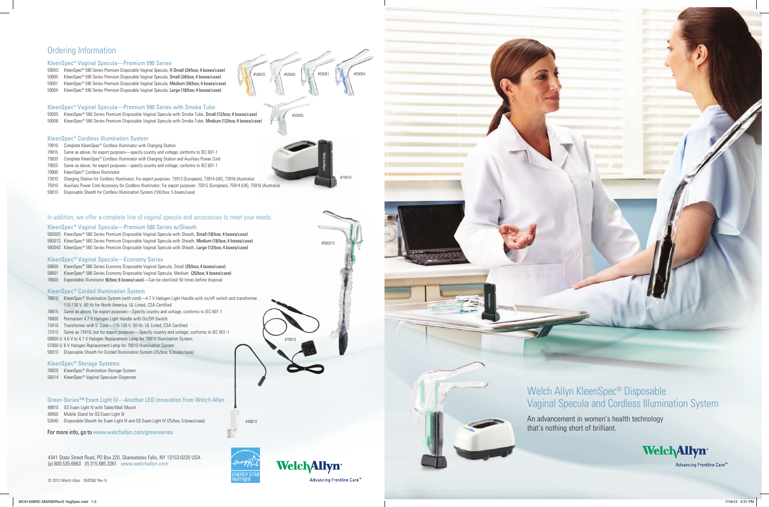# Ordering Information

## KleenSpec® Vaginal Specula—Premium 590 Series

590XS KleenSpec® 590 Series Premium Disposable Vaginal Specula, **X-Small (24/box; 4 boxes/case)**
59000 KleenSpec® 590 Series Premium Disposable Vaginal Specula, **Small (24/box; 4 boxes/case)**
59001 KleenSpec® 590 Series Premium Disposable Vaginal Specula, **Medium (24/box; 4 boxes/case)**
59004 KleenSpec® 590 Series Premium Disposable Vaginal Specula, **Large (18/box; 4 boxes/case)**

#590XS #59000 #59001 #59004

## KleenSpec® Vaginal Specula—Premium 590 Series with Smoke Tube

59005 KleenSpec® 590 Series Premium Disposable Vaginal Specula with Smoke Tube, **Small (12/box; 4 boxes/case)**
59006 KleenSpec® 590 Series Premium Disposable Vaginal Specula with Smoke Tube, **Medium (12/box; 4 boxes/case)**

#59005

## KleenSpec® Cordless Illumination System

79910 Complete KleenSpec® Cordless Illuminator with Charging Station
79915 Same as above, for export purposes—specify country and voltage; conforms to IEC 601-1
79920 Complete KleenSpec® Cordless Illuminator with Charging Station and Auxiliary Power Cord
79925 Same as above, for export purposes—specify country and voltage; conforms to IEC 601-1
79900 KleenSpec® Cordless Illuminator
73910 Charging Station for Cordless Illuminator; For export purposes: 73912 (European), 73914 (UK), 73916 (Australia)
75910 Auxiliary Power Cord Accessory for Cordless Illuminator; For export purposes: 75912 (European), 75914 (UK), 75916 (Australia)
59010 Disposable Sheath for Cordless Illumination System (100/box; 5 boxes/case)

#79910

In addition, we offer a complete line of vaginal specula and accessories to meet your needs:

## KleenSpec® Vaginal Specula—Premium 580 Series w/Sheath

58000S KleenSpec® 580 Series Premium Disposable Vaginal Specula with Sheath, **Small (18/box; 4 boxes/case)**
58001S KleenSpec® 580 Series Premium Disposable Vaginal Specula with Sheath, **Medium (18/box; 4 boxes/case)**
58004S KleenSpec® 580 Series Premium Disposable Vaginal Specula with Sheath, **Large (12/box; 4 boxes/case)**

#58001S

## KleenSpec® Vaginal Specula—Economy Series

58600 KleenSpec® 586 Series Economy Disposable Vaginal Specula, Small **(25/box; 4 boxes/case)**
58601 KleenSpec® 586 Series Economy Disposable Vaginal Specula, Medium **(25/box; 4 boxes/case)**
78600 Expendable Illuminator **(6/box; 6 boxes/case)**—Can be sterilized 50 times before disposal

## KleenSpec® Corded Illumination System

78810 KleenSpec® Illumination System (with cord)—4.7 V Halogen Light Handle with on/off switch and transformer. 110-130 V, 60 Hz for North America. UL Listed, CSA Certified
78815 Same as above, for export purposes—Specify country and voltage; conforms to IEC 601-1
78800 Permanent 4.7 V Halogen Light Handle with On/Off Switch
73410 Transformer with 5' Cord—110-130 V, 50 Hz. UL Listed, CSA Certified
73315 Same as 73410, but for export purposes—Specify country and voltage; conforms to IEC 601-1
08800-U 4.6 V to 4.7 V Halogen Replacement Lamp for 78810 Illumination System
07800-U 6 V Halogen Replacement Lamp for 78010 Illumination System
58010 Disposable Sheath for Corded Illumination System (25/box; 5 boxes/case)

#78810

## KleenSpec® Storage Systems

78820 KleenSpec® Illumination Storage System
58014 KleenSpec® Vaginal Speculum Dispenser

## Green Series™ Exam Light IV—Another LED innovation from Welch Allyn

48810 GS Exam Light IV with Table/Wall Mount
48950 Mobile Stand for GS Exam Light IV
52640 Disposable Sheath for Exam Light III and GS Exam Light IV (25/box, 5 boxes/case)

#48810

For more info, go to www.welchallyn.com/greenseries

4341 State Street Road, PO Box 220, Skaneateles Falls, NY 13153-0220 USA
(p) 800.535.6663 (f) 315.685.3361 www.welchallyn.com

© 2012 Welch Allyn SM2582 Rev G

ENERGY STAR PARTNER

Welch Allyn
Advancing Frontline Care™

# Welch Allyn KleenSpec® Disposable Vaginal Specula and Cordless Illumination System

An advancement in women's health technology that's nothing short of brilliant.

Welch Allyn
Advancing Frontline Care™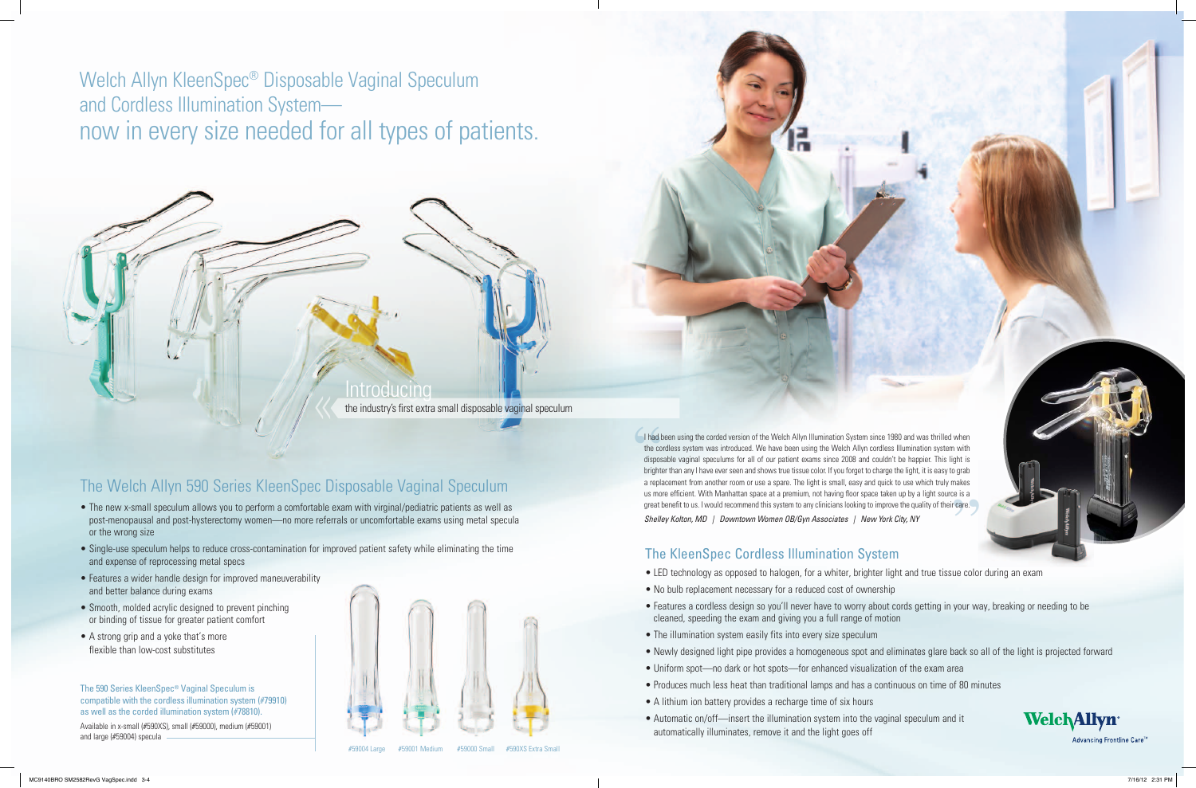# Welch Allyn KleenSpec® Disposable Vaginal Speculum and Cordless Illumination System—

## now in every size needed for all types of patients.

**Introducing**
the industry's first extra small disposable vaginal speculum

## The Welch Allyn 590 Series KleenSpec Disposable Vaginal Speculum

- The new x-small speculum allows you to perform a comfortable exam with virginal/pediatric patients as well as post-menopausal and post-hysterectomy women—no more referrals or uncomfortable exams using metal specula or the wrong size
- Single-use speculum helps to reduce cross-contamination for improved patient safety while eliminating the time and expense of reprocessing metal specs
- Features a wider handle design for improved maneuverability and better balance during exams
- Smooth, molded acrylic designed to prevent pinching or binding of tissue for greater patient comfort
- A strong grip and a yoke that's more flexible than low-cost substitutes

The 590 Series KleenSpec® Vaginal Speculum is compatible with the cordless illumination system (#79910) as well as the corded illumination system (#78810).

Available in x-small (#590XS), small (#59000), medium (#59001) and large (#59004) specula

#59004 Large #59001 Medium #59000 Small #590XS Extra Small

"I had been using the corded version of the Welch Allyn Illumination System since 1980 and was thrilled when the cordless system was introduced. We have been using the Welch Allyn cordless Illumination system with disposable vaginal speculums for all of our patient exams since 2008 and couldn't be happier. This light is brighter than any I have ever seen and shows true tissue color. If you forget to charge the light, it is easy to grab a replacement from another room or use a spare. The light is small, easy and quick to use which truly makes us more efficient. With Manhattan space at a premium, not having floor space taken up by a light source is a great benefit to us. I would recommend this system to any clinicians looking to improve the quality of their care."

*Shelley Kolton, MD | Downtown Women OB/Gyn Associates | New York City, NY*

## The KleenSpec Cordless Illumination System

- LED technology as opposed to halogen, for a whiter, brighter light and true tissue color during an exam
- No bulb replacement necessary for a reduced cost of ownership
- Features a cordless design so you'll never have to worry about cords getting in your way, breaking or needing to be cleaned, speeding the exam and giving you a full range of motion
- The illumination system easily fits into every size speculum
- Newly designed light pipe provides a homogeneous spot and eliminates glare back so all of the light is projected forward
- Uniform spot—no dark or hot spots—for enhanced visualization of the exam area
- Produces much less heat than traditional lamps and has a continuous on time of 80 minutes
- A lithium ion battery provides a recharge time of six hours
- Automatic on/off—insert the illumination system into the vaginal speculum and it automatically illuminates, remove it and the light goes off

WelchAllyn®
Advancing Frontline Care™